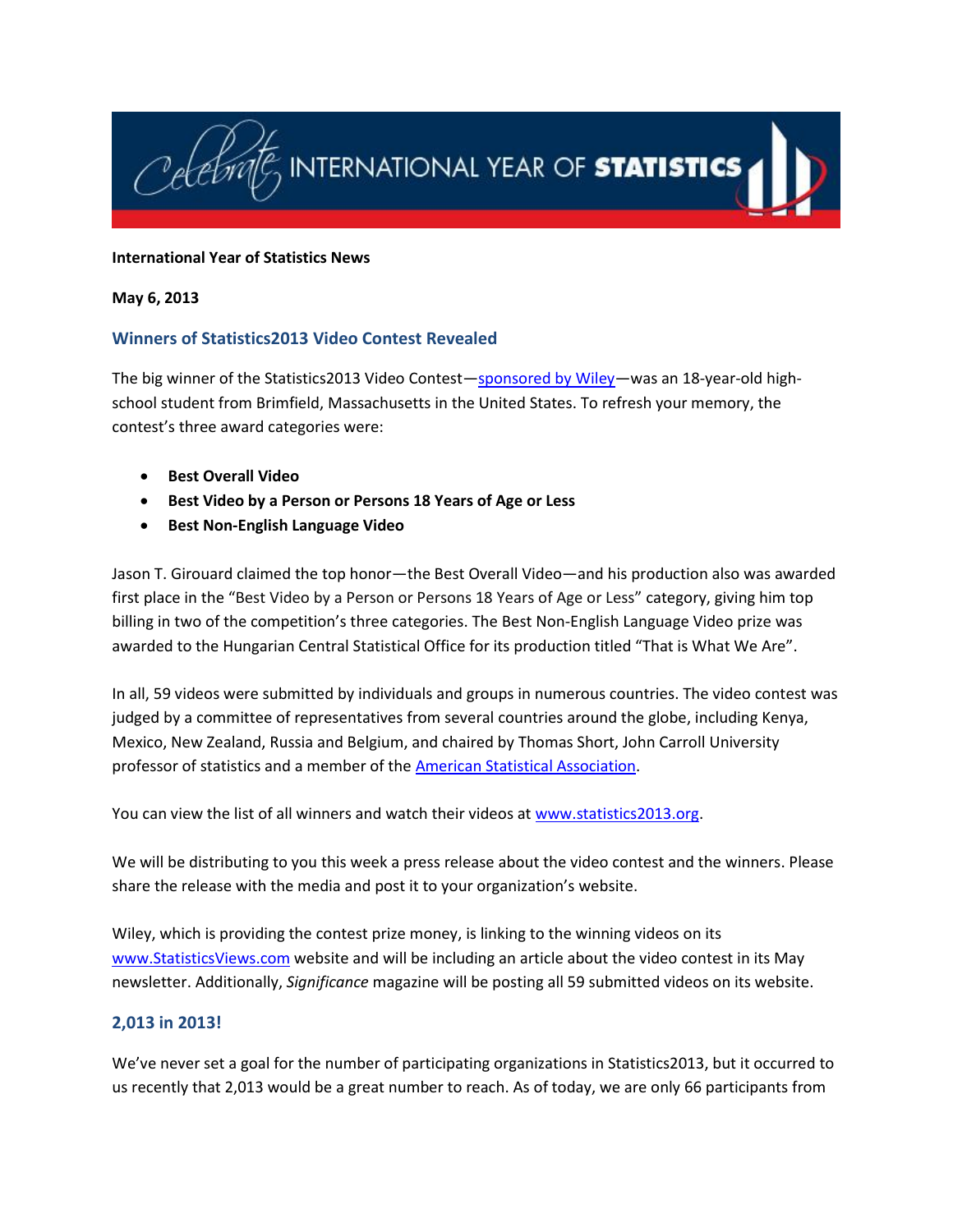**International Year of Statistics News**

**May 6, 2013**

## Winners of Statistics2013 Video Contest Revealed

The big winner of the Statistics2013 Video Contest—sponsored by Wiley—was an 18-year-old high-school student from Brimfield, Massachusetts in the United States. To refresh your memory, the contest's three award categories were:

- **Best Overall Video**
- **Best Video by a Person or Persons 18 Years of Age or Less**
- **Best Non-English Language Video**

Jason T. Girouard claimed the top honor—the Best Overall Video—and his production also was awarded first place in the "Best Video by a Person or Persons 18 Years of Age or Less" category, giving him top billing in two of the competition's three categories. The Best Non-English Language Video prize was awarded to the Hungarian Central Statistical Office for its production titled "That is What We Are".

In all, 59 videos were submitted by individuals and groups in numerous countries. The video contest was judged by a committee of representatives from several countries around the globe, including Kenya, Mexico, New Zealand, Russia and Belgium, and chaired by Thomas Short, John Carroll University professor of statistics and a member of the American Statistical Association.

You can view the list of all winners and watch their videos at www.statistics2013.org.

We will be distributing to you this week a press release about the video contest and the winners. Please share the release with the media and post it to your organization's website.

Wiley, which is providing the contest prize money, is linking to the winning videos on its www.StatisticsViews.com website and will be including an article about the video contest in its May newsletter. Additionally, *Significance* magazine will be posting all 59 submitted videos on its website.

## 2,013 in 2013!

We've never set a goal for the number of participating organizations in Statistics2013, but it occurred to us recently that 2,013 would be a great number to reach. As of today, we are only 66 participants from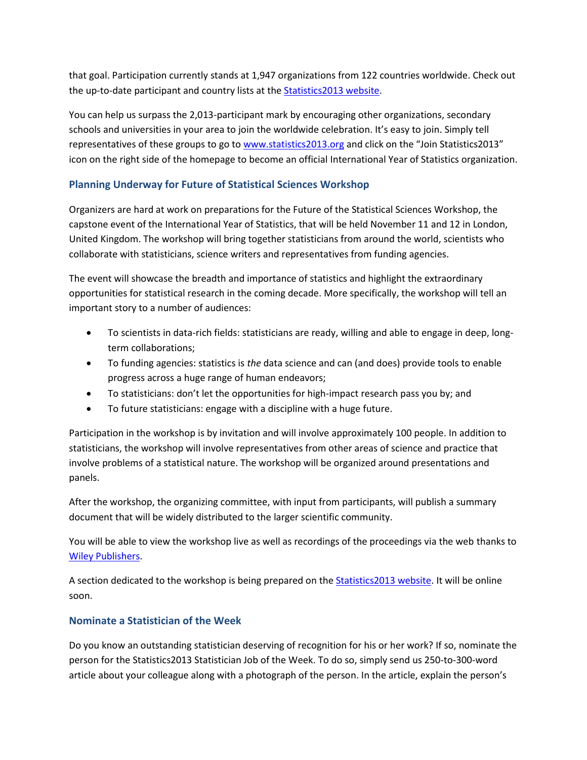that goal. Participation currently stands at 1,947 organizations from 122 countries worldwide. Check out the up-to-date participant and country lists at the [Statistics2013 website](http://www.statistics2013.org).

You can help us surpass the 2,013-participant mark by encouraging other organizations, secondary schools and universities in your area to join the worldwide celebration. It's easy to join. Simply tell representatives of these groups to go to [www.statistics2013.org](http://www.statistics2013.org) and click on the "Join Statistics2013" icon on the right side of the homepage to become an official International Year of Statistics organization.

### Planning Underway for Future of Statistical Sciences Workshop

Organizers are hard at work on preparations for the Future of the Statistical Sciences Workshop, the capstone event of the International Year of Statistics, that will be held November 11 and 12 in London, United Kingdom. The workshop will bring together statisticians from around the world, scientists who collaborate with statisticians, science writers and representatives from funding agencies.

The event will showcase the breadth and importance of statistics and highlight the extraordinary opportunities for statistical research in the coming decade. More specifically, the workshop will tell an important story to a number of audiences:

- To scientists in data-rich fields: statisticians are ready, willing and able to engage in deep, long-term collaborations;
- To funding agencies: statistics is *the* data science and can (and does) provide tools to enable progress across a huge range of human endeavors;
- To statisticians: don't let the opportunities for high-impact research pass you by; and
- To future statisticians: engage with a discipline with a huge future.

Participation in the workshop is by invitation and will involve approximately 100 people. In addition to statisticians, the workshop will involve representatives from other areas of science and practice that involve problems of a statistical nature. The workshop will be organized around presentations and panels.

After the workshop, the organizing committee, with input from participants, will publish a summary document that will be widely distributed to the larger scientific community.

You will be able to view the workshop live as well as recordings of the proceedings via the web thanks to [Wiley Publishers](http://www.wiley.com).

A section dedicated to the workshop is being prepared on the [Statistics2013 website](http://www.statistics2013.org). It will be online soon.

### Nominate a Statistician of the Week

Do you know an outstanding statistician deserving of recognition for his or her work? If so, nominate the person for the Statistics2013 Statistician Job of the Week. To do so, simply send us 250-to-300-word article about your colleague along with a photograph of the person. In the article, explain the person's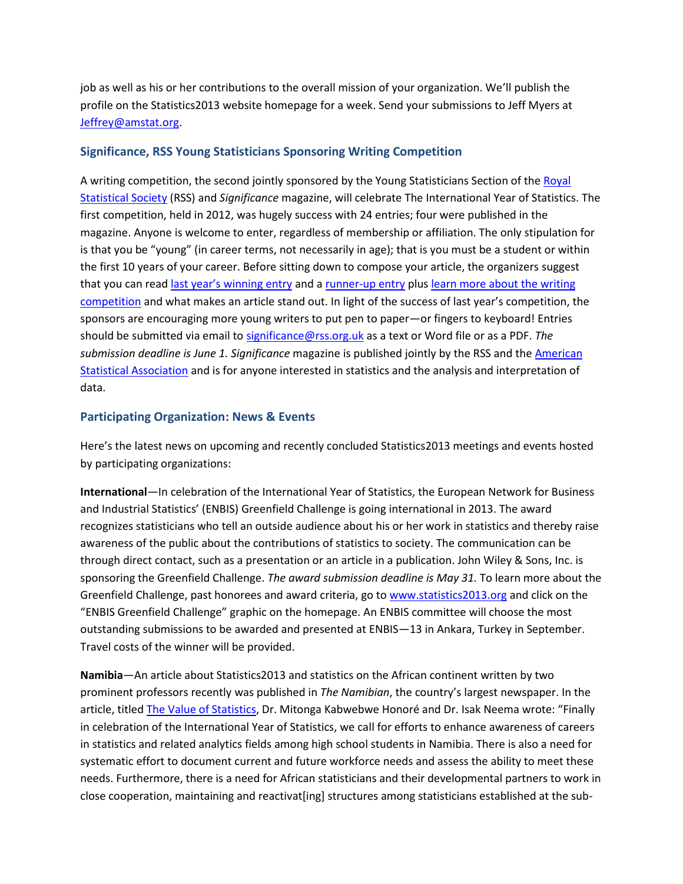job as well as his or her contributions to the overall mission of your organization. We'll publish the profile on the Statistics2013 website homepage for a week. Send your submissions to Jeff Myers at [Jeffrey@amstat.org](mailto:Jeffrey@amstat.org).

### Significance, RSS Young Statisticians Sponsoring Writing Competition

A writing competition, the second jointly sponsored by the Young Statisticians Section of the [Royal Statistical Society](#) (RSS) and *Significance* magazine, will celebrate The International Year of Statistics. The first competition, held in 2012, was hugely success with 24 entries; four were published in the magazine. Anyone is welcome to enter, regardless of membership or affiliation. The only stipulation for is that you be "young" (in career terms, not necessarily in age); that is you must be a student or within the first 10 years of your career. Before sitting down to compose your article, the organizers suggest that you can read [last year's winning entry](#) and a [runner-up entry](#) plus [learn more about the writing competition](#) and what makes an article stand out. In light of the success of last year's competition, the sponsors are encouraging more young writers to put pen to paper—or fingers to keyboard! Entries should be submitted via email to [significance@rss.org.uk](mailto:significance@rss.org.uk) as a text or Word file or as a PDF. *The submission deadline is June 1. Significance* magazine is published jointly by the RSS and the [American Statistical Association](#) and is for anyone interested in statistics and the analysis and interpretation of data.

### Participating Organization: News & Events

Here's the latest news on upcoming and recently concluded Statistics2013 meetings and events hosted by participating organizations:

**International**—In celebration of the International Year of Statistics, the European Network for Business and Industrial Statistics' (ENBIS) Greenfield Challenge is going international in 2013. The award recognizes statisticians who tell an outside audience about his or her work in statistics and thereby raise awareness of the public about the contributions of statistics to society. The communication can be through direct contact, such as a presentation or an article in a publication. John Wiley & Sons, Inc. is sponsoring the Greenfield Challenge. *The award submission deadline is May 31.* To learn more about the Greenfield Challenge, past honorees and award criteria, go to [www.statistics2013.org](http://www.statistics2013.org) and click on the "ENBIS Greenfield Challenge" graphic on the homepage. An ENBIS committee will choose the most outstanding submissions to be awarded and presented at ENBIS—13 in Ankara, Turkey in September. Travel costs of the winner will be provided.

**Namibia**—An article about Statistics2013 and statistics on the African continent written by two prominent professors recently was published in *The Namibian*, the country's largest newspaper. In the article, titled [The Value of Statistics](#), Dr. Mitonga Kabwebwe Honoré and Dr. Isak Neema wrote: "Finally in celebration of the International Year of Statistics, we call for efforts to enhance awareness of careers in statistics and related analytics fields among high school students in Namibia. There is also a need for systematic effort to document current and future workforce needs and assess the ability to meet these needs. Furthermore, there is a need for African statisticians and their developmental partners to work in close cooperation, maintaining and reactivat[ing] structures among statisticians established at the sub-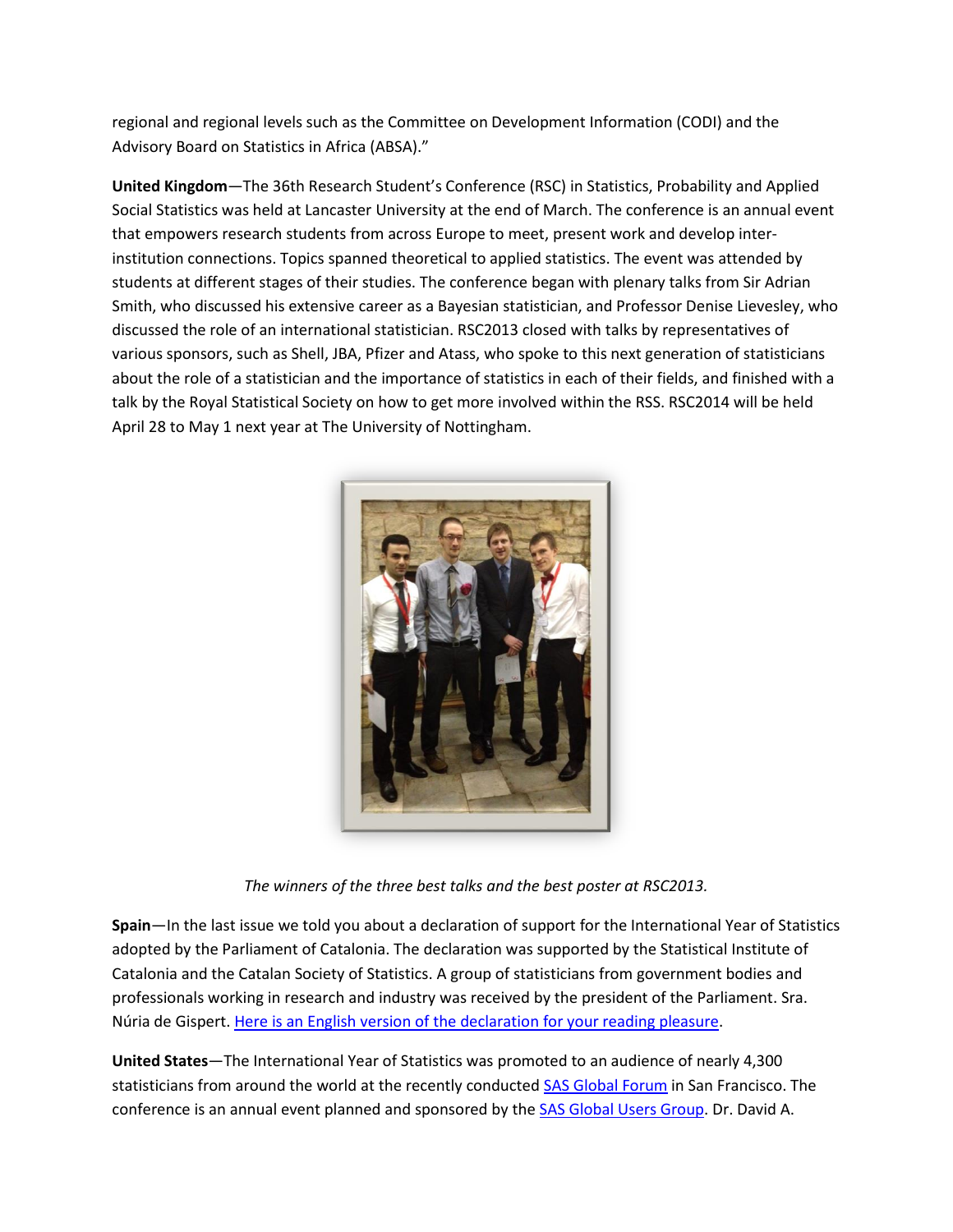regional and regional levels such as the Committee on Development Information (CODI) and the Advisory Board on Statistics in Africa (ABSA)."

**United Kingdom**—The 36th Research Student's Conference (RSC) in Statistics, Probability and Applied Social Statistics was held at Lancaster University at the end of March. The conference is an annual event that empowers research students from across Europe to meet, present work and develop inter-institution connections. Topics spanned theoretical to applied statistics. The event was attended by students at different stages of their studies. The conference began with plenary talks from Sir Adrian Smith, who discussed his extensive career as a Bayesian statistician, and Professor Denise Lievesley, who discussed the role of an international statistician. RSC2013 closed with talks by representatives of various sponsors, such as Shell, JBA, Pfizer and Atass, who spoke to this next generation of statisticians about the role of a statistician and the importance of statistics in each of their fields, and finished with a talk by the Royal Statistical Society on how to get more involved within the RSS. RSC2014 will be held April 28 to May 1 next year at The University of Nottingham.

*The winners of the three best talks and the best poster at RSC2013.*

**Spain**—In the last issue we told you about a declaration of support for the International Year of Statistics adopted by the Parliament of Catalonia. The declaration was supported by the Statistical Institute of Catalonia and the Catalan Society of Statistics. A group of statisticians from government bodies and professionals working in research and industry was received by the president of the Parliament. Sra. Núria de Gispert. [Here is an English version of the declaration for your reading pleasure](#).

**United States**—The International Year of Statistics was promoted to an audience of nearly 4,300 statisticians from around the world at the recently conducted [SAS Global Forum](#) in San Francisco. The conference is an annual event planned and sponsored by the [SAS Global Users Group](#). Dr. David A.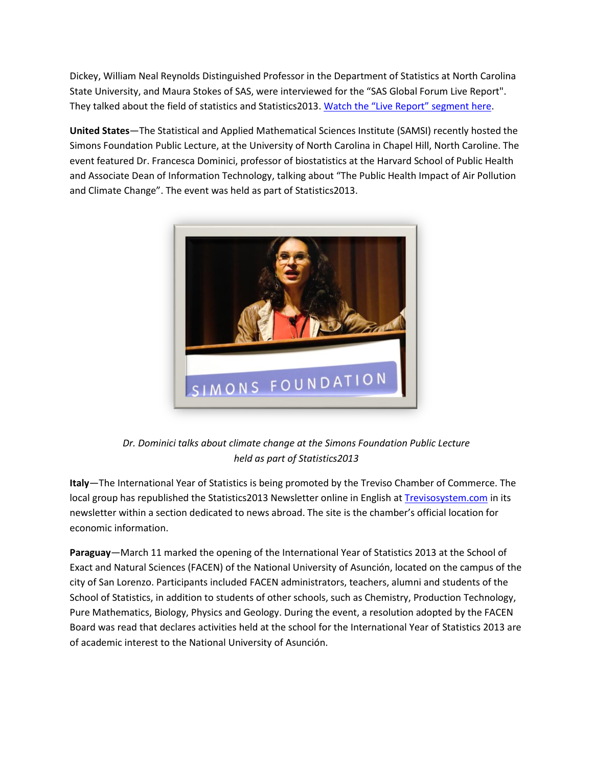Dickey, William Neal Reynolds Distinguished Professor in the Department of Statistics at North Carolina State University, and Maura Stokes of SAS, were interviewed for the "SAS Global Forum Live Report". They talked about the field of statistics and Statistics2013. [Watch the "Live Report" segment here](#).

**United States**—The Statistical and Applied Mathematical Sciences Institute (SAMSI) recently hosted the Simons Foundation Public Lecture, at the University of North Carolina in Chapel Hill, North Caroline. The event featured Dr. Francesca Dominici, professor of biostatistics at the Harvard School of Public Health and Associate Dean of Information Technology, talking about "The Public Health Impact of Air Pollution and Climate Change". The event was held as part of Statistics2013.

*Dr. Dominici talks about climate change at the Simons Foundation Public Lecture held as part of Statistics2013*

**Italy**—The International Year of Statistics is being promoted by the Treviso Chamber of Commerce. The local group has republished the Statistics2013 Newsletter online in English at [Trevisosystem.com](#) in its newsletter within a section dedicated to news abroad. The site is the chamber's official location for economic information.

**Paraguay**—March 11 marked the opening of the International Year of Statistics 2013 at the School of Exact and Natural Sciences (FACEN) of the National University of Asunción, located on the campus of the city of San Lorenzo. Participants included FACEN administrators, teachers, alumni and students of the School of Statistics, in addition to students of other schools, such as Chemistry, Production Technology, Pure Mathematics, Biology, Physics and Geology. During the event, a resolution adopted by the FACEN Board was read that declares activities held at the school for the International Year of Statistics 2013 are of academic interest to the National University of Asunción.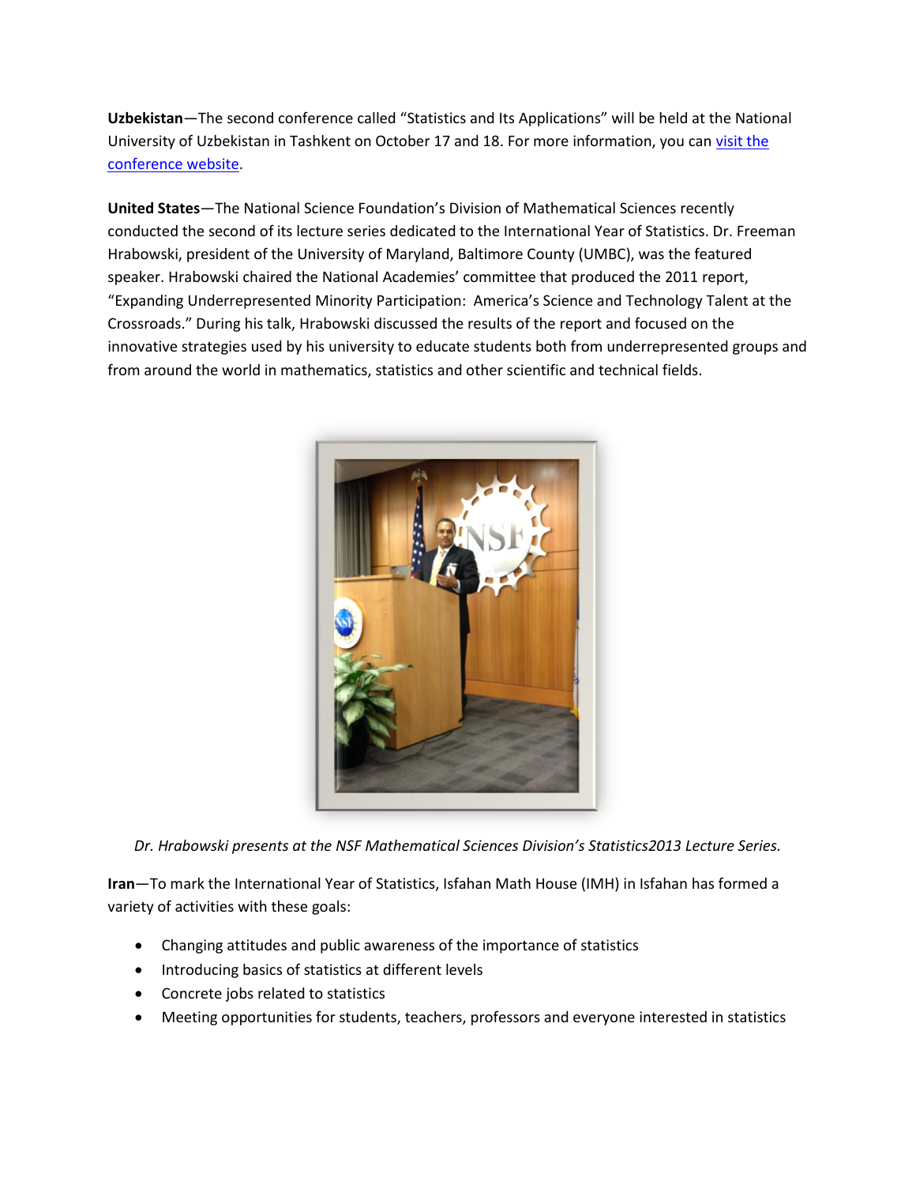**Uzbekistan**—The second conference called "Statistics and Its Applications" will be held at the National University of Uzbekistan in Tashkent on October 17 and 18. For more information, you can visit the conference website.

**United States**—The National Science Foundation's Division of Mathematical Sciences recently conducted the second of its lecture series dedicated to the International Year of Statistics. Dr. Freeman Hrabowski, president of the University of Maryland, Baltimore County (UMBC), was the featured speaker. Hrabowski chaired the National Academies' committee that produced the 2011 report, "Expanding Underrepresented Minority Participation: America's Science and Technology Talent at the Crossroads." During his talk, Hrabowski discussed the results of the report and focused on the innovative strategies used by his university to educate students both from underrepresented groups and from around the world in mathematics, statistics and other scientific and technical fields.

*Dr. Hrabowski presents at the NSF Mathematical Sciences Division's Statistics2013 Lecture Series.*

**Iran**—To mark the International Year of Statistics, Isfahan Math House (IMH) in Isfahan has formed a variety of activities with these goals:

- Changing attitudes and public awareness of the importance of statistics
- Introducing basics of statistics at different levels
- Concrete jobs related to statistics
- Meeting opportunities for students, teachers, professors and everyone interested in statistics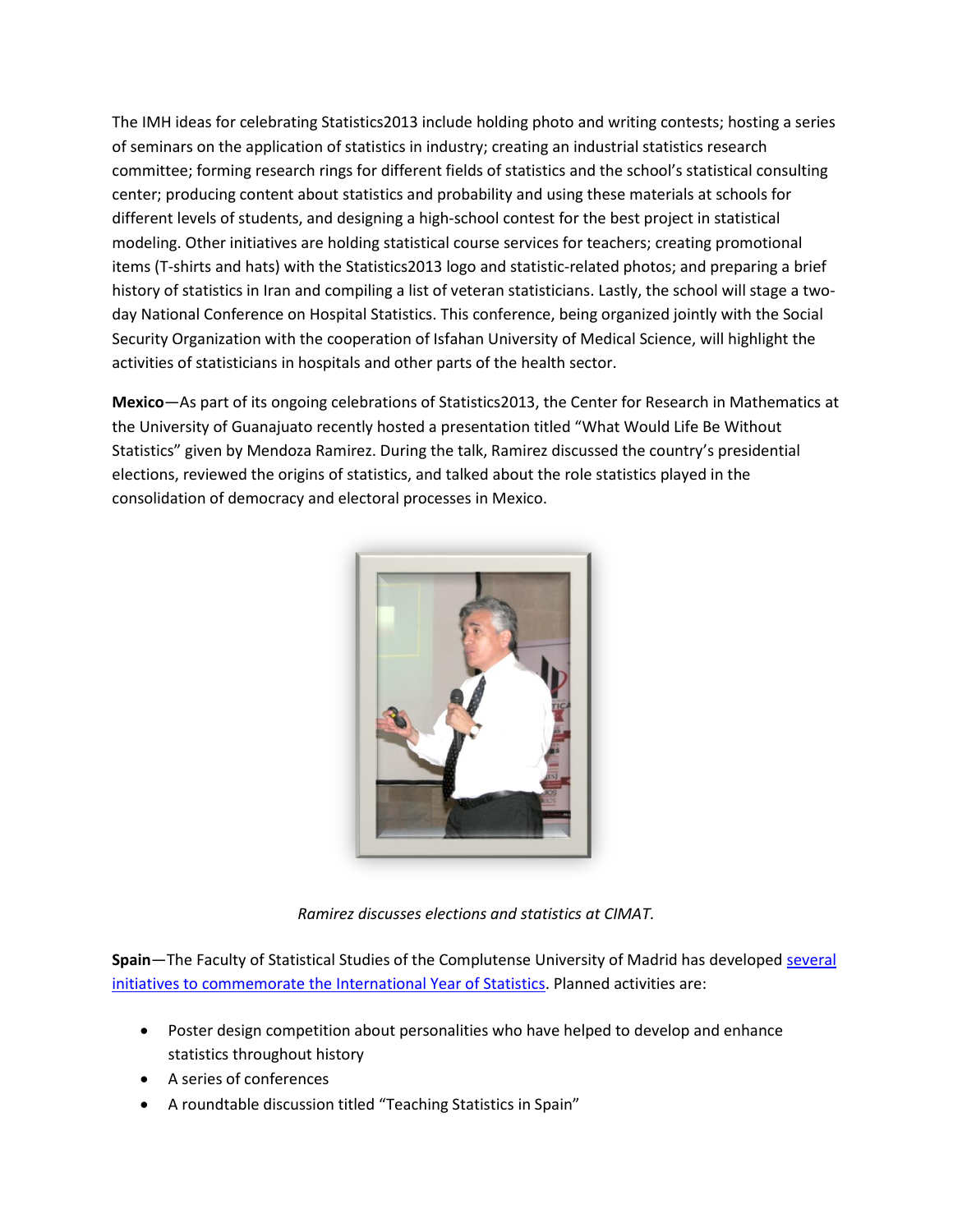The IMH ideas for celebrating Statistics2013 include holding photo and writing contests; hosting a series of seminars on the application of statistics in industry; creating an industrial statistics research committee; forming research rings for different fields of statistics and the school's statistical consulting center; producing content about statistics and probability and using these materials at schools for different levels of students, and designing a high-school contest for the best project in statistical modeling. Other initiatives are holding statistical course services for teachers; creating promotional items (T-shirts and hats) with the Statistics2013 logo and statistic-related photos; and preparing a brief history of statistics in Iran and compiling a list of veteran statisticians. Lastly, the school will stage a two-day National Conference on Hospital Statistics. This conference, being organized jointly with the Social Security Organization with the cooperation of Isfahan University of Medical Science, will highlight the activities of statisticians in hospitals and other parts of the health sector.

**Mexico**—As part of its ongoing celebrations of Statistics2013, the Center for Research in Mathematics at the University of Guanajuato recently hosted a presentation titled "What Would Life Be Without Statistics" given by Mendoza Ramirez. During the talk, Ramirez discussed the country's presidential elections, reviewed the origins of statistics, and talked about the role statistics played in the consolidation of democracy and electoral processes in Mexico.

*Ramirez discusses elections and statistics at CIMAT.*

**Spain**—The Faculty of Statistical Studies of the Complutense University of Madrid has developed several initiatives to commemorate the International Year of Statistics. Planned activities are:

- Poster design competition about personalities who have helped to develop and enhance statistics throughout history
- A series of conferences
- A roundtable discussion titled "Teaching Statistics in Spain"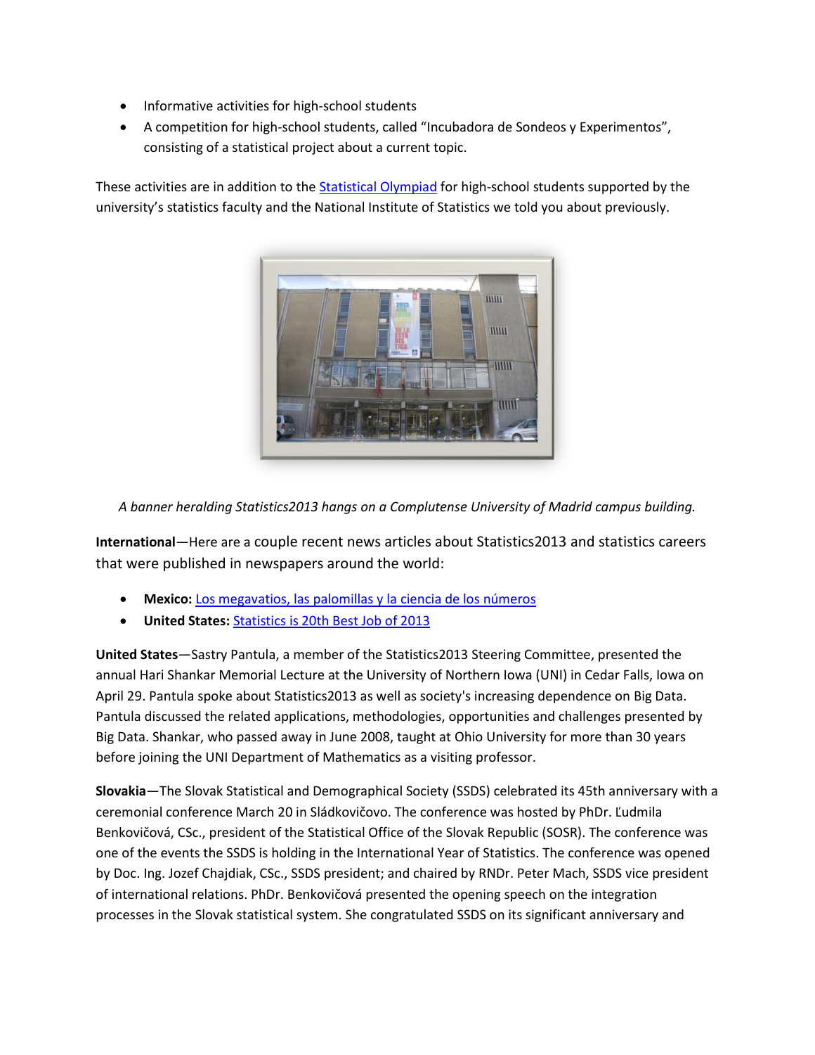- Informative activities for high-school students
- A competition for high-school students, called "Incubadora de Sondeos y Experimentos", consisting of a statistical project about a current topic.

These activities are in addition to the [Statistical Olympiad] for high-school students supported by the university's statistics faculty and the National Institute of Statistics we told you about previously.

*A banner heralding Statistics2013 hangs on a Complutense University of Madrid campus building.*

**International**—Here are a couple recent news articles about Statistics2013 and statistics careers that were published in newspapers around the world:

- **Mexico:** Los megavatios, las palomillas y la ciencia de los números
- **United States:** Statistics is 20th Best Job of 2013

**United States**—Sastry Pantula, a member of the Statistics2013 Steering Committee, presented the annual Hari Shankar Memorial Lecture at the University of Northern Iowa (UNI) in Cedar Falls, Iowa on April 29. Pantula spoke about Statistics2013 as well as society's increasing dependence on Big Data. Pantula discussed the related applications, methodologies, opportunities and challenges presented by Big Data. Shankar, who passed away in June 2008, taught at Ohio University for more than 30 years before joining the UNI Department of Mathematics as a visiting professor.

**Slovakia**—The Slovak Statistical and Demographical Society (SSDS) celebrated its 45th anniversary with a ceremonial conference March 20 in Sládkovičovo. The conference was hosted by PhDr. Ľudmila Benkovičová, CSc., president of the Statistical Office of the Slovak Republic (SOSR). The conference was one of the events the SSDS is holding in the International Year of Statistics. The conference was opened by Doc. Ing. Jozef Chajdiak, CSc., SSDS president; and chaired by RNDr. Peter Mach, SSDS vice president of international relations. PhDr. Benkovičová presented the opening speech on the integration processes in the Slovak statistical system. She congratulated SSDS on its significant anniversary and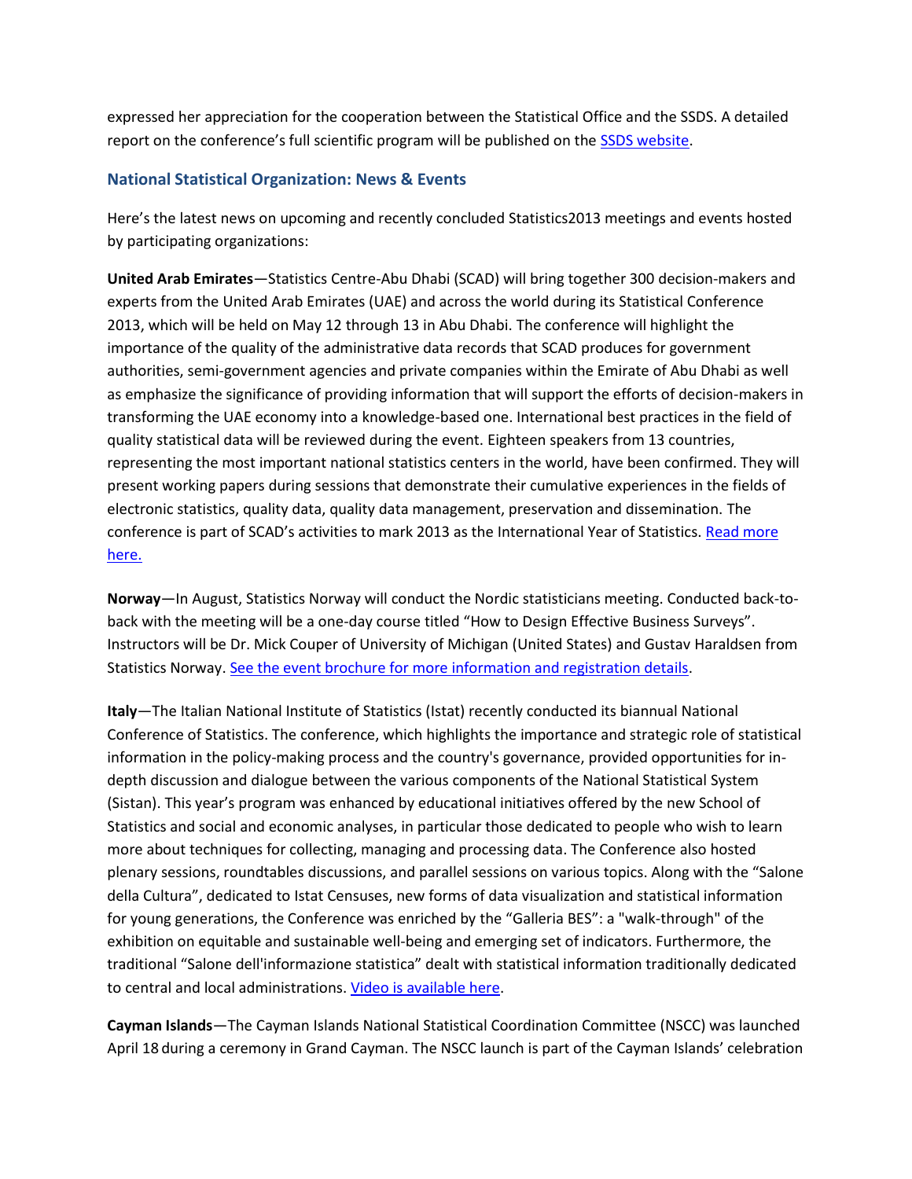expressed her appreciation for the cooperation between the Statistical Office and the SSDS. A detailed report on the conference's full scientific program will be published on the SSDS website.

### National Statistical Organization: News & Events

Here's the latest news on upcoming and recently concluded Statistics2013 meetings and events hosted by participating organizations:

**United Arab Emirates**—Statistics Centre-Abu Dhabi (SCAD) will bring together 300 decision-makers and experts from the United Arab Emirates (UAE) and across the world during its Statistical Conference 2013, which will be held on May 12 through 13 in Abu Dhabi. The conference will highlight the importance of the quality of the administrative data records that SCAD produces for government authorities, semi-government agencies and private companies within the Emirate of Abu Dhabi as well as emphasize the significance of providing information that will support the efforts of decision-makers in transforming the UAE economy into a knowledge-based one. International best practices in the field of quality statistical data will be reviewed during the event. Eighteen speakers from 13 countries, representing the most important national statistics centers in the world, have been confirmed. They will present working papers during sessions that demonstrate their cumulative experiences in the fields of electronic statistics, quality data, quality data management, preservation and dissemination. The conference is part of SCAD's activities to mark 2013 as the International Year of Statistics. Read more here.

**Norway**—In August, Statistics Norway will conduct the Nordic statisticians meeting. Conducted back-to-back with the meeting will be a one-day course titled "How to Design Effective Business Surveys". Instructors will be Dr. Mick Couper of University of Michigan (United States) and Gustav Haraldsen from Statistics Norway. See the event brochure for more information and registration details.

**Italy**—The Italian National Institute of Statistics (Istat) recently conducted its biannual National Conference of Statistics. The conference, which highlights the importance and strategic role of statistical information in the policy-making process and the country's governance, provided opportunities for in-depth discussion and dialogue between the various components of the National Statistical System (Sistan). This year's program was enhanced by educational initiatives offered by the new School of Statistics and social and economic analyses, in particular those dedicated to people who wish to learn more about techniques for collecting, managing and processing data. The Conference also hosted plenary sessions, roundtables discussions, and parallel sessions on various topics. Along with the "Salone della Cultura", dedicated to Istat Censuses, new forms of data visualization and statistical information for young generations, the Conference was enriched by the "Galleria BES": a "walk-through" of the exhibition on equitable and sustainable well-being and emerging set of indicators. Furthermore, the traditional "Salone dell'informazione statistica" dealt with statistical information traditionally dedicated to central and local administrations. Video is available here.

**Cayman Islands**—The Cayman Islands National Statistical Coordination Committee (NSCC) was launched April 18 during a ceremony in Grand Cayman. The NSCC launch is part of the Cayman Islands' celebration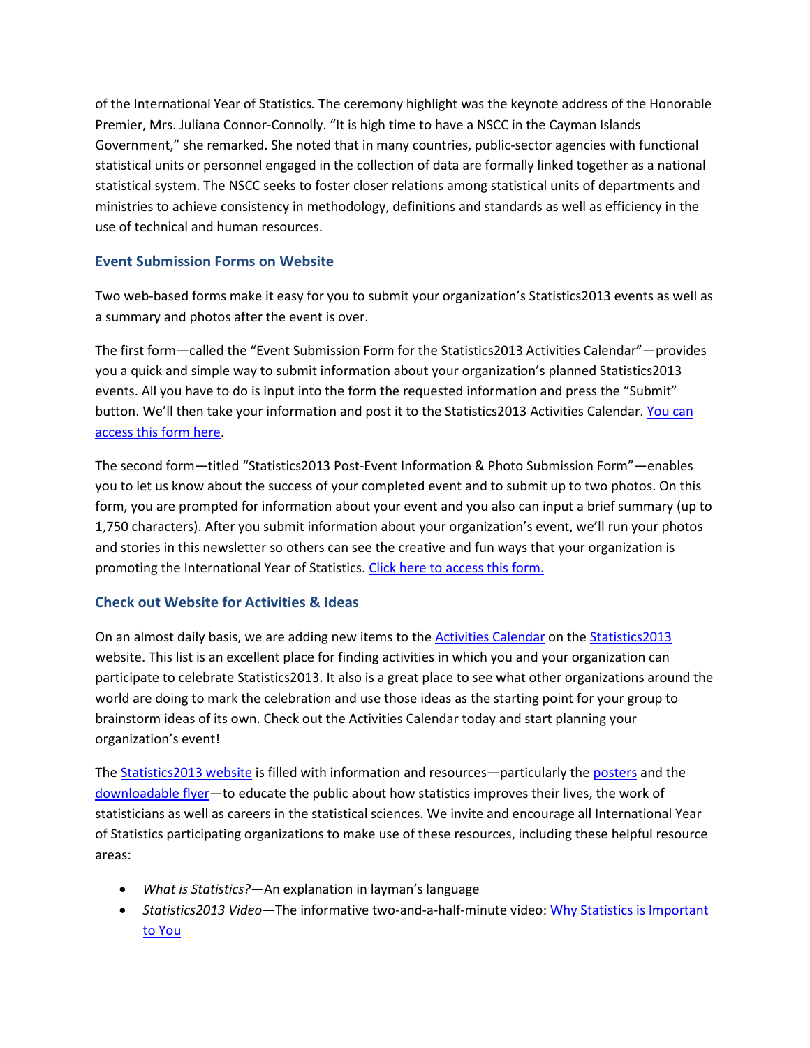of the International Year of Statistics*.* The ceremony highlight was the keynote address of the Honorable Premier, Mrs. Juliana Connor-Connolly. "It is high time to have a NSCC in the Cayman Islands Government," she remarked. She noted that in many countries, public-sector agencies with functional statistical units or personnel engaged in the collection of data are formally linked together as a national statistical system. The NSCC seeks to foster closer relations among statistical units of departments and ministries to achieve consistency in methodology, definitions and standards as well as efficiency in the use of technical and human resources.

### Event Submission Forms on Website

Two web-based forms make it easy for you to submit your organization's Statistics2013 events as well as a summary and photos after the event is over.

The first form—called the "Event Submission Form for the Statistics2013 Activities Calendar"—provides you a quick and simple way to submit information about your organization's planned Statistics2013 events. All you have to do is input into the form the requested information and press the "Submit" button. We'll then take your information and post it to the Statistics2013 Activities Calendar. You can access this form here.

The second form—titled "Statistics2013 Post-Event Information & Photo Submission Form"—enables you to let us know about the success of your completed event and to submit up to two photos. On this form, you are prompted for information about your event and you also can input a brief summary (up to 1,750 characters). After you submit information about your organization's event, we'll run your photos and stories in this newsletter so others can see the creative and fun ways that your organization is promoting the International Year of Statistics. Click here to access this form.

### Check out Website for Activities & Ideas

On an almost daily basis, we are adding new items to the Activities Calendar on the Statistics2013 website. This list is an excellent place for finding activities in which you and your organization can participate to celebrate Statistics2013. It also is a great place to see what other organizations around the world are doing to mark the celebration and use those ideas as the starting point for your group to brainstorm ideas of its own. Check out the Activities Calendar today and start planning your organization's event!

The Statistics2013 website is filled with information and resources—particularly the posters and the downloadable flyer—to educate the public about how statistics improves their lives, the work of statisticians as well as careers in the statistical sciences. We invite and encourage all International Year of Statistics participating organizations to make use of these resources, including these helpful resource areas:

- *What is Statistics?*—An explanation in layman's language
- *Statistics2013 Video*—The informative two-and-a-half-minute video: Why Statistics is Important to You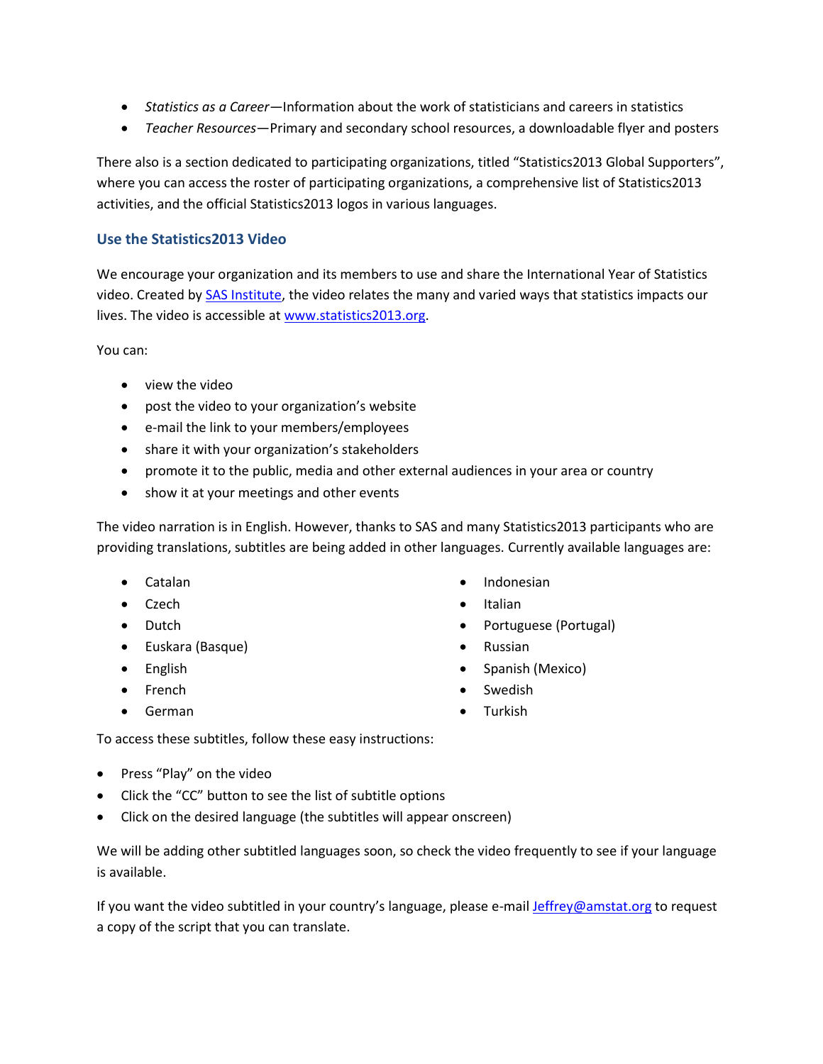- *Statistics as a Career*—Information about the work of statisticians and careers in statistics
- *Teacher Resources*—Primary and secondary school resources, a downloadable flyer and posters

There also is a section dedicated to participating organizations, titled "Statistics2013 Global Supporters", where you can access the roster of participating organizations, a comprehensive list of Statistics2013 activities, and the official Statistics2013 logos in various languages.

### Use the Statistics2013 Video

We encourage your organization and its members to use and share the International Year of Statistics video. Created by [SAS Institute](), the video relates the many and varied ways that statistics impacts our lives. The video is accessible at [www.statistics2013.org]().

You can:

- view the video
- post the video to your organization's website
- e-mail the link to your members/employees
- share it with your organization's stakeholders
- promote it to the public, media and other external audiences in your area or country
- show it at your meetings and other events

The video narration is in English. However, thanks to SAS and many Statistics2013 participants who are providing translations, subtitles are being added in other languages. Currently available languages are:

- Catalan
- Czech
- Dutch
- Euskara (Basque)
- English
- French
- German
- Indonesian
- Italian
- Portuguese (Portugal)
- Russian
- Spanish (Mexico)
- Swedish
- Turkish

To access these subtitles, follow these easy instructions:

- Press "Play" on the video
- Click the "CC" button to see the list of subtitle options
- Click on the desired language (the subtitles will appear onscreen)

We will be adding other subtitled languages soon, so check the video frequently to see if your language is available.

If you want the video subtitled in your country's language, please e-mail [Jeffrey@amstat.org]() to request a copy of the script that you can translate.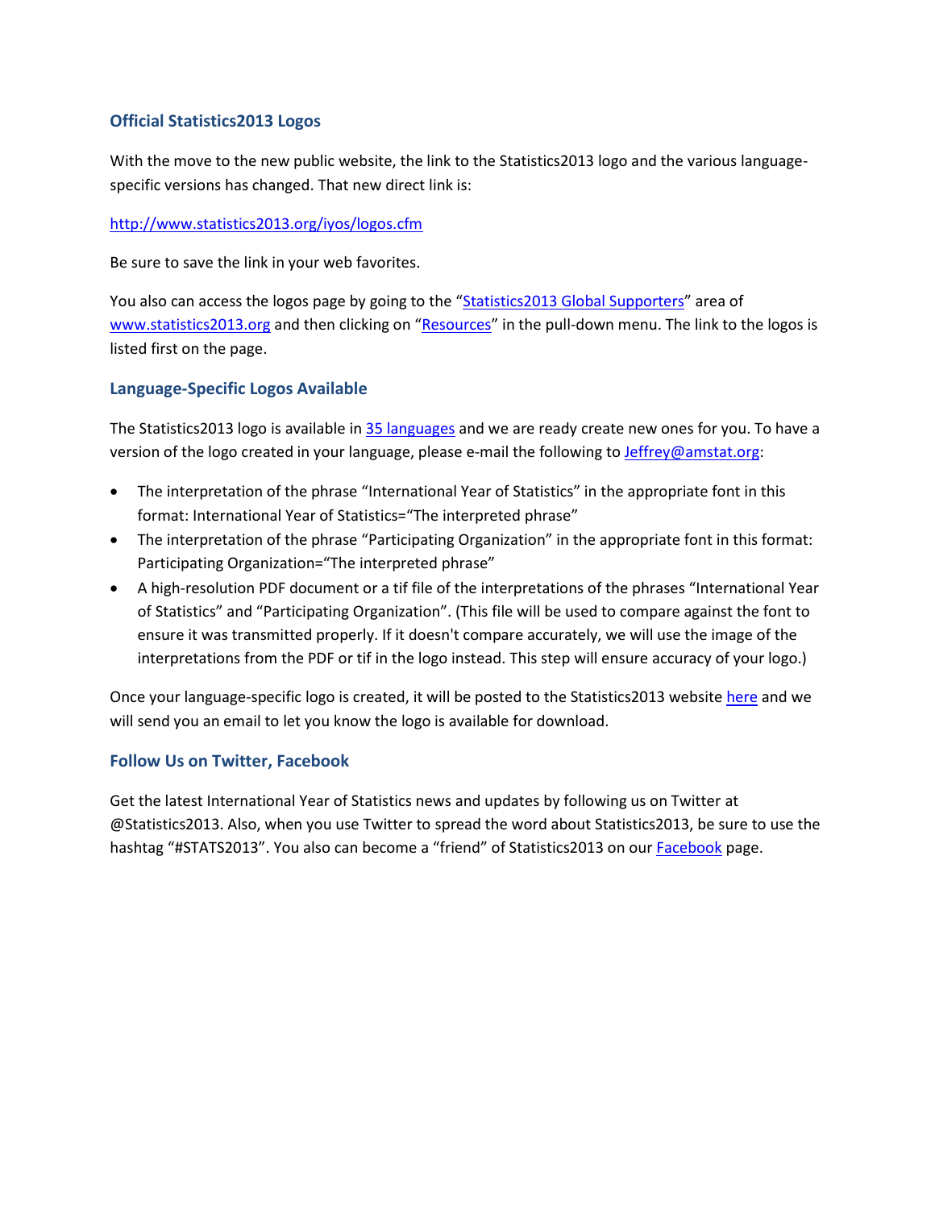### Official Statistics2013 Logos

With the move to the new public website, the link to the Statistics2013 logo and the various language-specific versions has changed. That new direct link is:

http://www.statistics2013.org/iyos/logos.cfm

Be sure to save the link in your web favorites.

You also can access the logos page by going to the "Statistics2013 Global Supporters" area of www.statistics2013.org and then clicking on "Resources" in the pull-down menu. The link to the logos is listed first on the page.

### Language-Specific Logos Available

The Statistics2013 logo is available in 35 languages and we are ready create new ones for you. To have a version of the logo created in your language, please e-mail the following to Jeffrey@amstat.org:

- The interpretation of the phrase "International Year of Statistics" in the appropriate font in this format: International Year of Statistics="The interpreted phrase"
- The interpretation of the phrase "Participating Organization" in the appropriate font in this format: Participating Organization="The interpreted phrase"
- A high-resolution PDF document or a tif file of the interpretations of the phrases "International Year of Statistics" and "Participating Organization". (This file will be used to compare against the font to ensure it was transmitted properly. If it doesn't compare accurately, we will use the image of the interpretations from the PDF or tif in the logo instead. This step will ensure accuracy of your logo.)

Once your language-specific logo is created, it will be posted to the Statistics2013 website here and we will send you an email to let you know the logo is available for download.

### Follow Us on Twitter, Facebook

Get the latest International Year of Statistics news and updates by following us on Twitter at @Statistics2013. Also, when you use Twitter to spread the word about Statistics2013, be sure to use the hashtag "#STATS2013". You also can become a "friend" of Statistics2013 on our Facebook page.